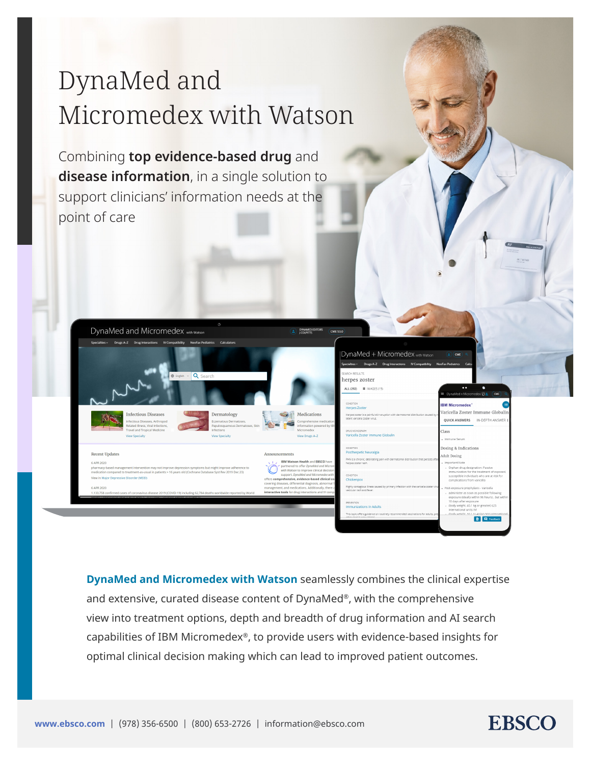# DynaMed and Micromedex with Watson

Combining **top evidence-based drug** and **disease information**, in a single solution to support clinicians' information needs at the point of care

**DynaMed and Micromedex with Watson** seamlessly combines the clinical expertise and extensive, curated disease content of DynaMed®, with the comprehensive view into treatment options, depth and breadth of drug information and AI search capabilities of IBM Micromedex®, to provide users with evidence-based insights for optimal clinical decision making which can lead to improved patient outcomes.

www.ebsco.com | (978) 356-6500 | (800) 653-2726 | information@ebsco.com

EBSCO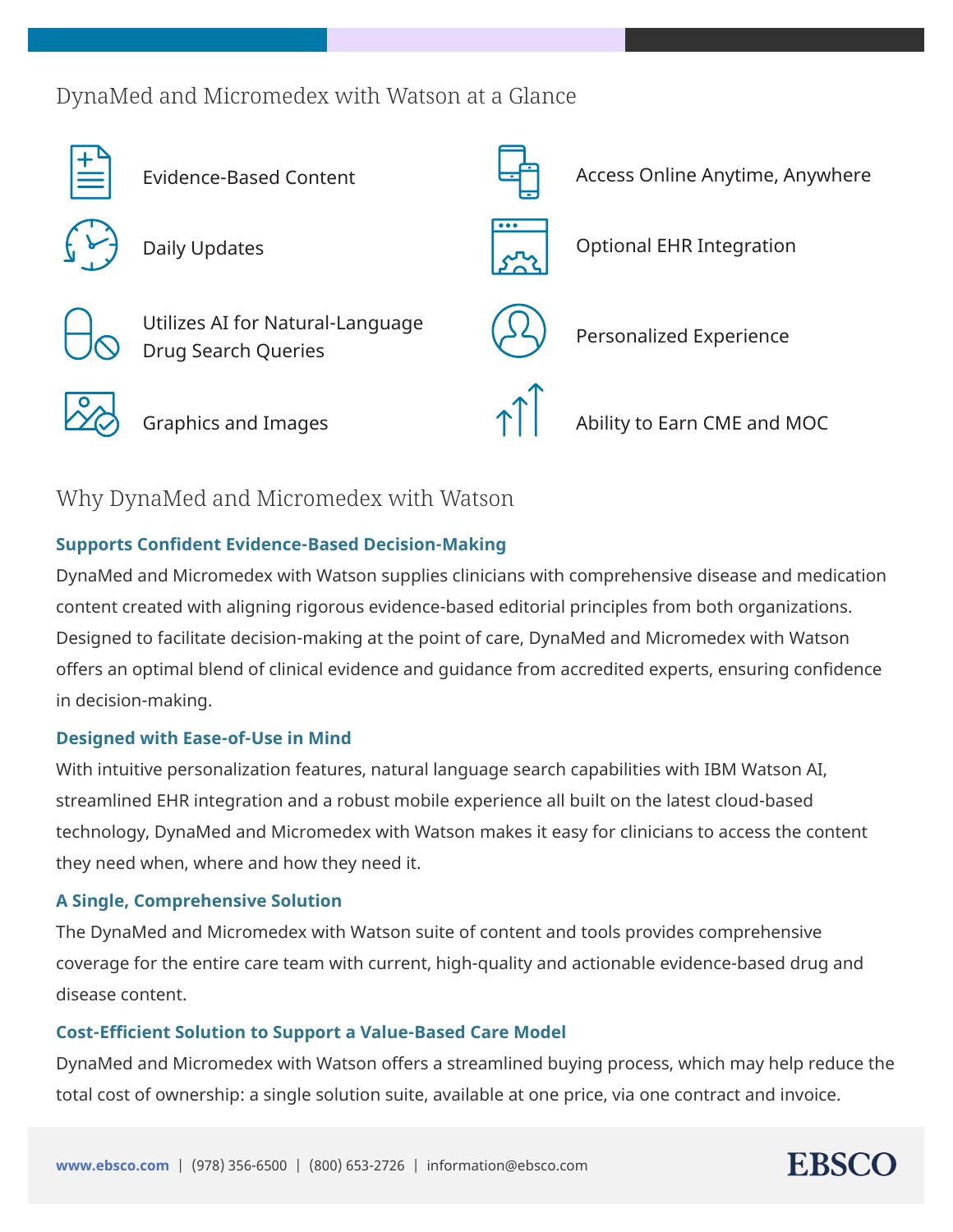## DynaMed and Micromedex with Watson at a Glance

- Evidence-Based Content
- Daily Updates
- Utilizes AI for Natural-Language Drug Search Queries
- Graphics and Images
- Access Online Anytime, Anywhere
- Optional EHR Integration
- Personalized Experience
- Ability to Earn CME and MOC

## Why DynaMed and Micromedex with Watson

### Supports Confident Evidence-Based Decision-Making

DynaMed and Micromedex with Watson supplies clinicians with comprehensive disease and medication content created with aligning rigorous evidence-based editorial principles from both organizations. Designed to facilitate decision-making at the point of care, DynaMed and Micromedex with Watson offers an optimal blend of clinical evidence and guidance from accredited experts, ensuring confidence in decision-making.

### Designed with Ease-of-Use in Mind

With intuitive personalization features, natural language search capabilities with IBM Watson AI, streamlined EHR integration and a robust mobile experience all built on the latest cloud-based technology, DynaMed and Micromedex with Watson makes it easy for clinicians to access the content they need when, where and how they need it.

### A Single, Comprehensive Solution

The DynaMed and Micromedex with Watson suite of content and tools provides comprehensive coverage for the entire care team with current, high-quality and actionable evidence-based drug and disease content.

### Cost-Efficient Solution to Support a Value-Based Care Model

DynaMed and Micromedex with Watson offers a streamlined buying process, which may help reduce the total cost of ownership: a single solution suite, available at one price, via one contract and invoice.

**www.ebsco.com** | (978) 356-6500 | (800) 653-2726 | information@ebsco.com

EBSCO